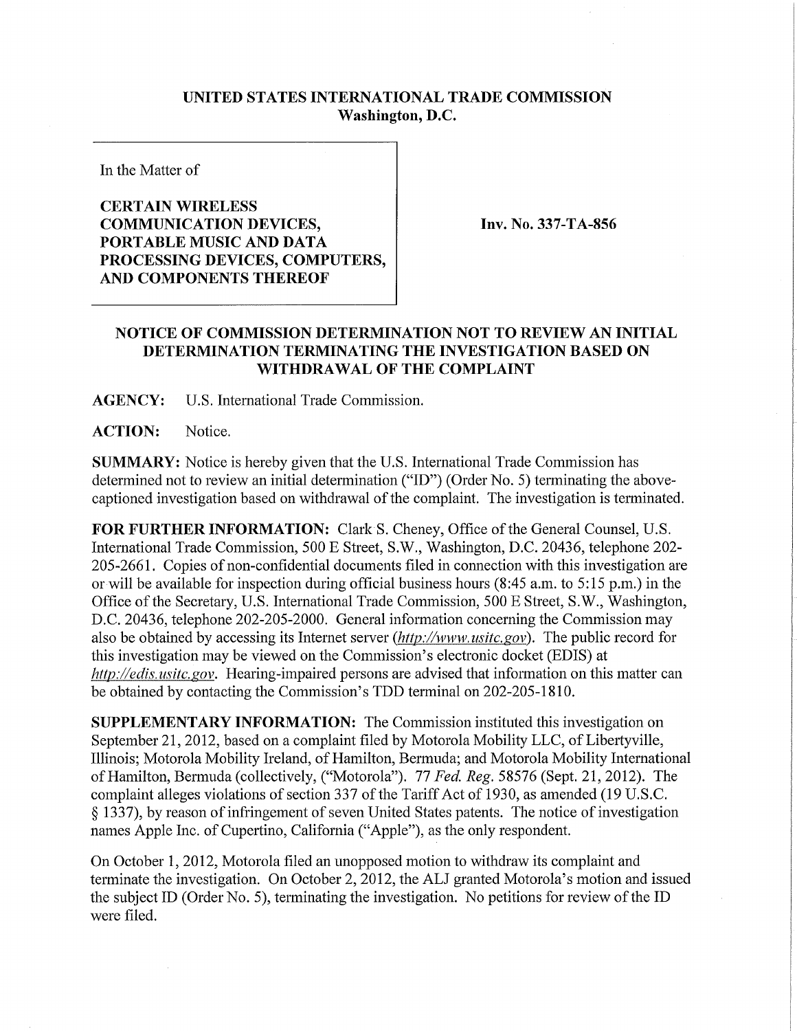**UNITED STATES INTERNATIONAL TRADE COMMISSION**
**Washington, D.C.**

| In the Matter of<br><br>**CERTAIN WIRELESS COMMUNICATION DEVICES, PORTABLE MUSIC AND DATA PROCESSING DEVICES, COMPUTERS, AND COMPONENTS THEREOF** | **Inv. No. 337-TA-856** |
| --- | --- |

**NOTICE OF COMMISSION DETERMINATION NOT TO REVIEW AN INITIAL DETERMINATION TERMINATING THE INVESTIGATION BASED ON WITHDRAWAL OF THE COMPLAINT**

**AGENCY:** U.S. International Trade Commission.

**ACTION:** Notice.

**SUMMARY:** Notice is hereby given that the U.S. International Trade Commission has determined not to review an initial determination ("ID") (Order No. 5) terminating the above-captioned investigation based on withdrawal of the complaint. The investigation is terminated.

**FOR FURTHER INFORMATION:** Clark S. Cheney, Office of the General Counsel, U.S. International Trade Commission, 500 E Street, S.W., Washington, D.C. 20436, telephone 202-205-2661. Copies of non-confidential documents filed in connection with this investigation are or will be available for inspection during official business hours (8:45 a.m. to 5:15 p.m.) in the Office of the Secretary, U.S. International Trade Commission, 500 E Street, S.W., Washington, D.C. 20436, telephone 202-205-2000. General information concerning the Commission may also be obtained by accessing its Internet server (*http://www.usitc.gov*). The public record for this investigation may be viewed on the Commission's electronic docket (EDIS) at *http://edis.usitc.gov*. Hearing-impaired persons are advised that information on this matter can be obtained by contacting the Commission's TDD terminal on 202-205-1810.

**SUPPLEMENTARY INFORMATION:** The Commission instituted this investigation on September 21, 2012, based on a complaint filed by Motorola Mobility LLC, of Libertyville, Illinois; Motorola Mobility Ireland, of Hamilton, Bermuda; and Motorola Mobility International of Hamilton, Bermuda (collectively, ("Motorola"). 77 *Fed. Reg.* 58576 (Sept. 21, 2012). The complaint alleges violations of section 337 of the Tariff Act of 1930, as amended (19 U.S.C. § 1337), by reason of infringement of seven United States patents. The notice of investigation names Apple Inc. of Cupertino, California ("Apple"), as the only respondent.

On October 1, 2012, Motorola filed an unopposed motion to withdraw its complaint and terminate the investigation. On October 2, 2012, the ALJ granted Motorola's motion and issued the subject ID (Order No. 5), terminating the investigation. No petitions for review of the ID were filed.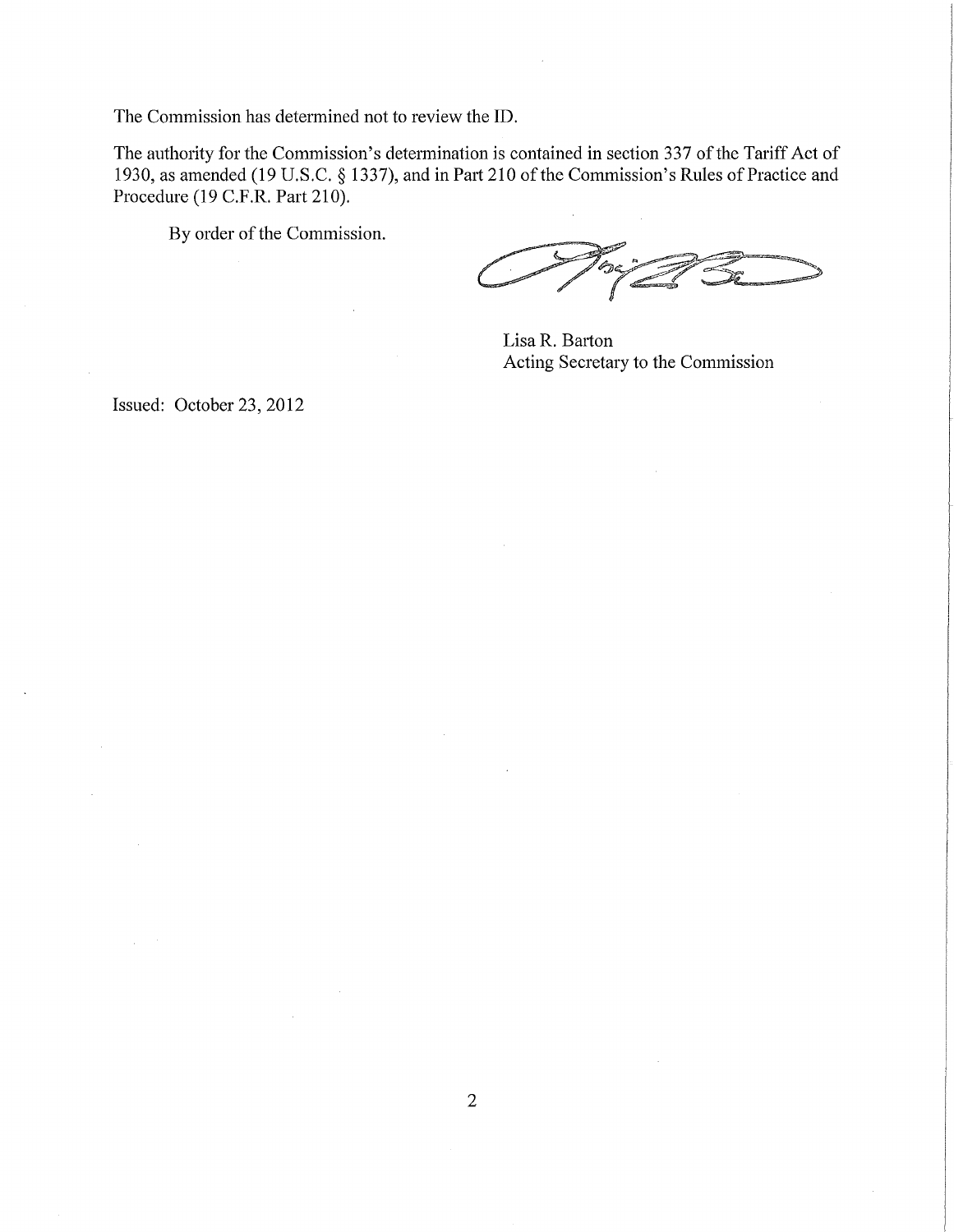The Commission has determined not to review the ID.

The authority for the Commission's determination is contained in section 337 of the Tariff Act of 1930, as amended (19 U.S.C. § 1337), and in Part 210 of the Commission's Rules of Practice and Procedure (19 C.F.R. Part 210).

By order of the Commission.

Lisa R. Barton
Acting Secretary to the Commission

Issued: October 23, 2012